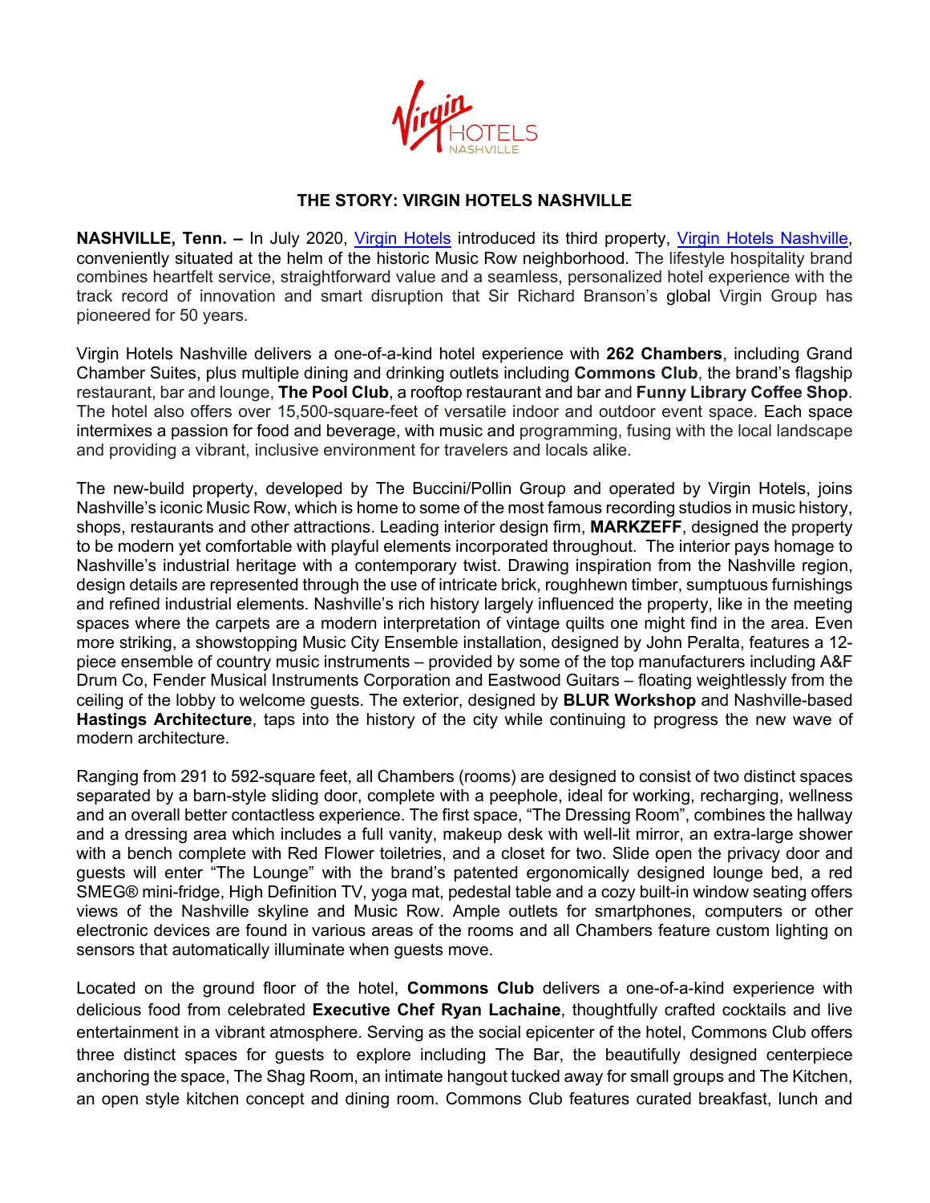# THE STORY: VIRGIN HOTELS NASHVILLE

**NASHVILLE, Tenn. –** In July 2020, Virgin Hotels introduced its third property, Virgin Hotels Nashville, conveniently situated at the helm of the historic Music Row neighborhood. The lifestyle hospitality brand combines heartfelt service, straightforward value and a seamless, personalized hotel experience with the track record of innovation and smart disruption that Sir Richard Branson's global Virgin Group has pioneered for 50 years.

Virgin Hotels Nashville delivers a one-of-a-kind hotel experience with **262 Chambers**, including Grand Chamber Suites, plus multiple dining and drinking outlets including **Commons Club**, the brand's flagship restaurant, bar and lounge, **The Pool Club**, a rooftop restaurant and bar and **Funny Library Coffee Shop**. The hotel also offers over 15,500-square-feet of versatile indoor and outdoor event space. Each space intermixes a passion for food and beverage, with music and programming, fusing with the local landscape and providing a vibrant, inclusive environment for travelers and locals alike.

The new-build property, developed by The Buccini/Pollin Group and operated by Virgin Hotels, joins Nashville's iconic Music Row, which is home to some of the most famous recording studios in music history, shops, restaurants and other attractions. Leading interior design firm, **MARKZEFF**, designed the property to be modern yet comfortable with playful elements incorporated throughout. The interior pays homage to Nashville's industrial heritage with a contemporary twist. Drawing inspiration from the Nashville region, design details are represented through the use of intricate brick, roughhewn timber, sumptuous furnishings and refined industrial elements. Nashville's rich history largely influenced the property, like in the meeting spaces where the carpets are a modern interpretation of vintage quilts one might find in the area. Even more striking, a showstopping Music City Ensemble installation, designed by John Peralta, features a 12-piece ensemble of country music instruments – provided by some of the top manufacturers including A&F Drum Co, Fender Musical Instruments Corporation and Eastwood Guitars – floating weightlessly from the ceiling of the lobby to welcome guests. The exterior, designed by **BLUR Workshop** and Nashville-based **Hastings Architecture**, taps into the history of the city while continuing to progress the new wave of modern architecture.

Ranging from 291 to 592-square feet, all Chambers (rooms) are designed to consist of two distinct spaces separated by a barn-style sliding door, complete with a peephole, ideal for working, recharging, wellness and an overall better contactless experience. The first space, "The Dressing Room", combines the hallway and a dressing area which includes a full vanity, makeup desk with well-lit mirror, an extra-large shower with a bench complete with Red Flower toiletries, and a closet for two. Slide open the privacy door and guests will enter "The Lounge" with the brand's patented ergonomically designed lounge bed, a red SMEG® mini-fridge, High Definition TV, yoga mat, pedestal table and a cozy built-in window seating offers views of the Nashville skyline and Music Row. Ample outlets for smartphones, computers or other electronic devices are found in various areas of the rooms and all Chambers feature custom lighting on sensors that automatically illuminate when guests move.

Located on the ground floor of the hotel, **Commons Club** delivers a one-of-a-kind experience with delicious food from celebrated **Executive Chef Ryan Lachaine**, thoughtfully crafted cocktails and live entertainment in a vibrant atmosphere. Serving as the social epicenter of the hotel, Commons Club offers three distinct spaces for guests to explore including The Bar, the beautifully designed centerpiece anchoring the space, The Shag Room, an intimate hangout tucked away for small groups and The Kitchen, an open style kitchen concept and dining room. Commons Club features curated breakfast, lunch and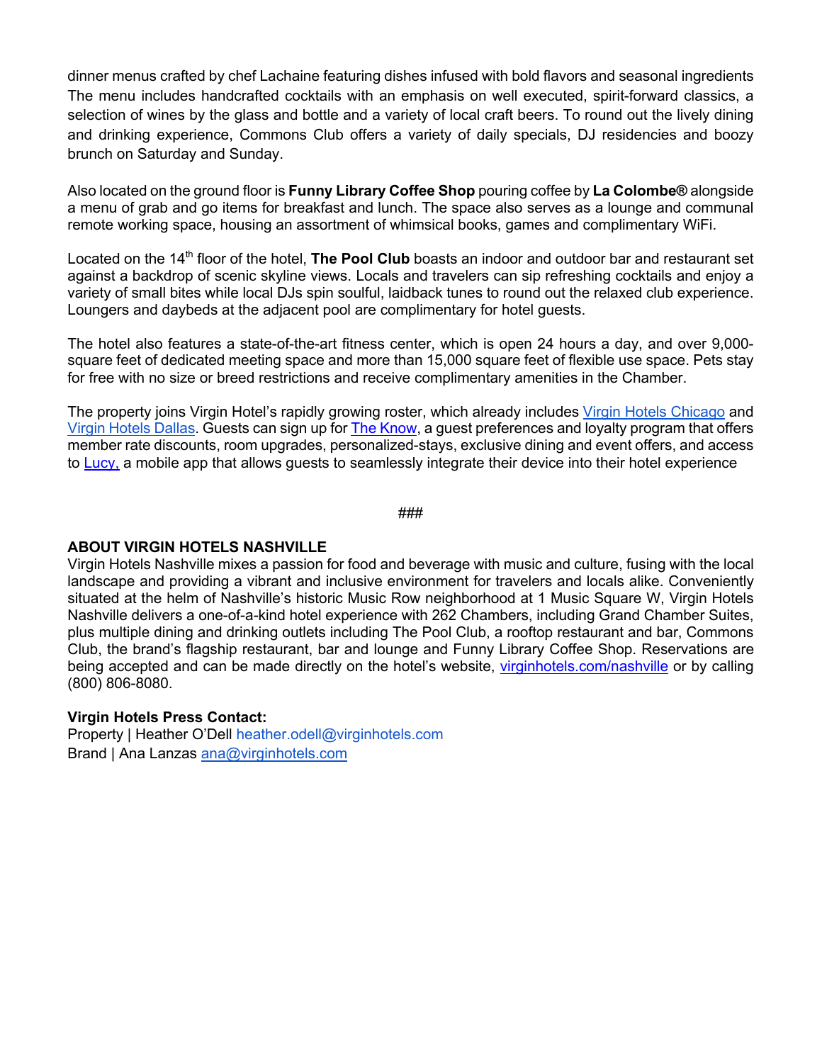dinner menus crafted by chef Lachaine featuring dishes infused with bold flavors and seasonal ingredients The menu includes handcrafted cocktails with an emphasis on well executed, spirit-forward classics, a selection of wines by the glass and bottle and a variety of local craft beers. To round out the lively dining and drinking experience, Commons Club offers a variety of daily specials, DJ residencies and boozy brunch on Saturday and Sunday.

Also located on the ground floor is **Funny Library Coffee Shop** pouring coffee by **La Colombe®** alongside a menu of grab and go items for breakfast and lunch. The space also serves as a lounge and communal remote working space, housing an assortment of whimsical books, games and complimentary WiFi.

Located on the 14th floor of the hotel, **The Pool Club** boasts an indoor and outdoor bar and restaurant set against a backdrop of scenic skyline views. Locals and travelers can sip refreshing cocktails and enjoy a variety of small bites while local DJs spin soulful, laidback tunes to round out the relaxed club experience. Loungers and daybeds at the adjacent pool are complimentary for hotel guests.

The hotel also features a state-of-the-art fitness center, which is open 24 hours a day, and over 9,000-square feet of dedicated meeting space and more than 15,000 square feet of flexible use space. Pets stay for free with no size or breed restrictions and receive complimentary amenities in the Chamber.

The property joins Virgin Hotel's rapidly growing roster, which already includes Virgin Hotels Chicago and Virgin Hotels Dallas. Guests can sign up for The Know, a guest preferences and loyalty program that offers member rate discounts, room upgrades, personalized-stays, exclusive dining and event offers, and access to Lucy, a mobile app that allows guests to seamlessly integrate their device into their hotel experience

###

**ABOUT VIRGIN HOTELS NASHVILLE**

Virgin Hotels Nashville mixes a passion for food and beverage with music and culture, fusing with the local landscape and providing a vibrant and inclusive environment for travelers and locals alike. Conveniently situated at the helm of Nashville's historic Music Row neighborhood at 1 Music Square W, Virgin Hotels Nashville delivers a one-of-a-kind hotel experience with 262 Chambers, including Grand Chamber Suites, plus multiple dining and drinking outlets including The Pool Club, a rooftop restaurant and bar, Commons Club, the brand's flagship restaurant, bar and lounge and Funny Library Coffee Shop. Reservations are being accepted and can be made directly on the hotel's website, virginhotels.com/nashville or by calling (800) 806-8080.

**Virgin Hotels Press Contact:**
Property | Heather O'Dell heather.odell@virginhotels.com
Brand | Ana Lanzas ana@virginhotels.com